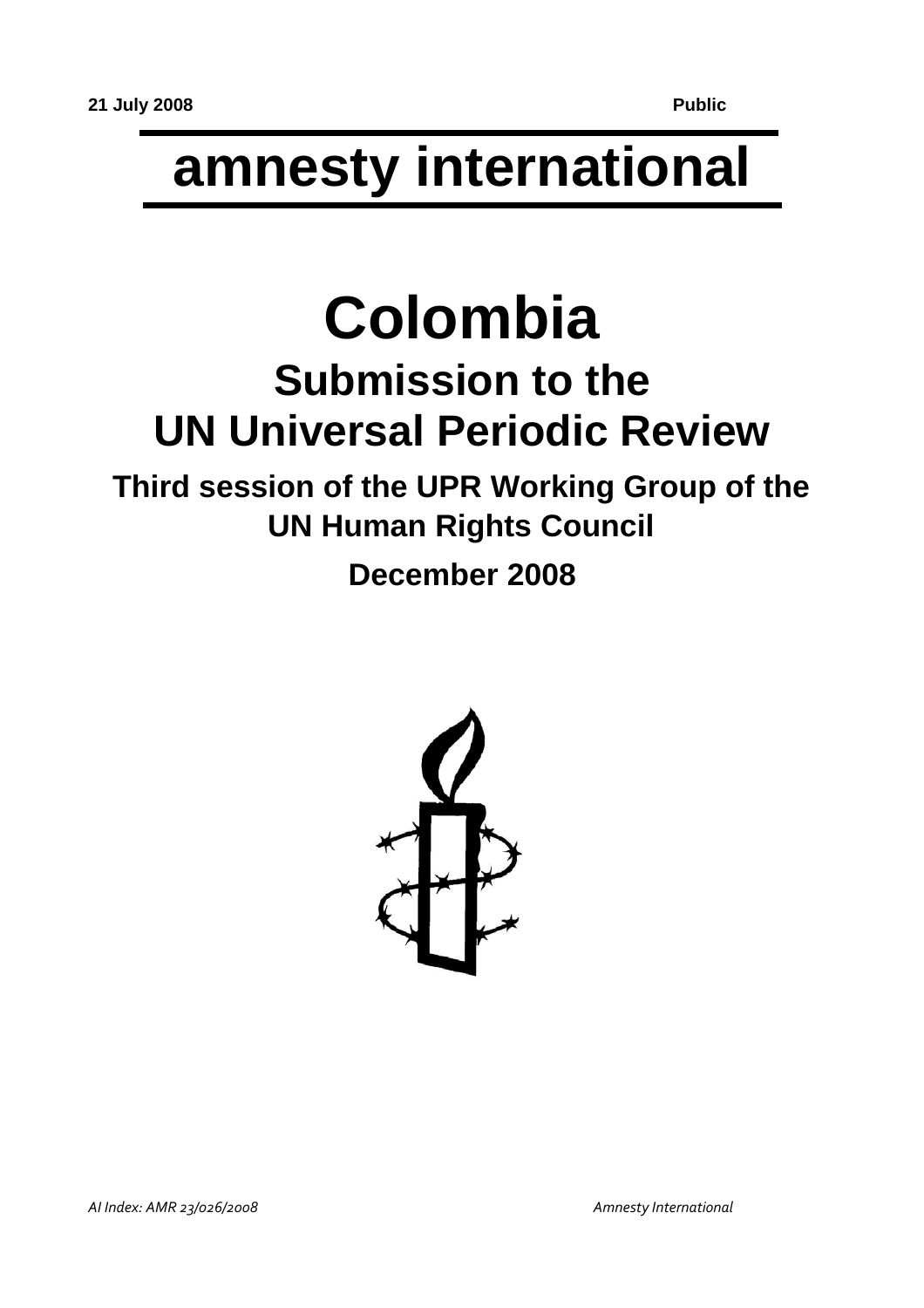**21 July 2008** **Public**

# amnesty international

# Colombia

## Submission to the UN Universal Periodic Review

### Third session of the UPR Working Group of the UN Human Rights Council

### December 2008

*AI Index: AMR 23/026/2008* *Amnesty International*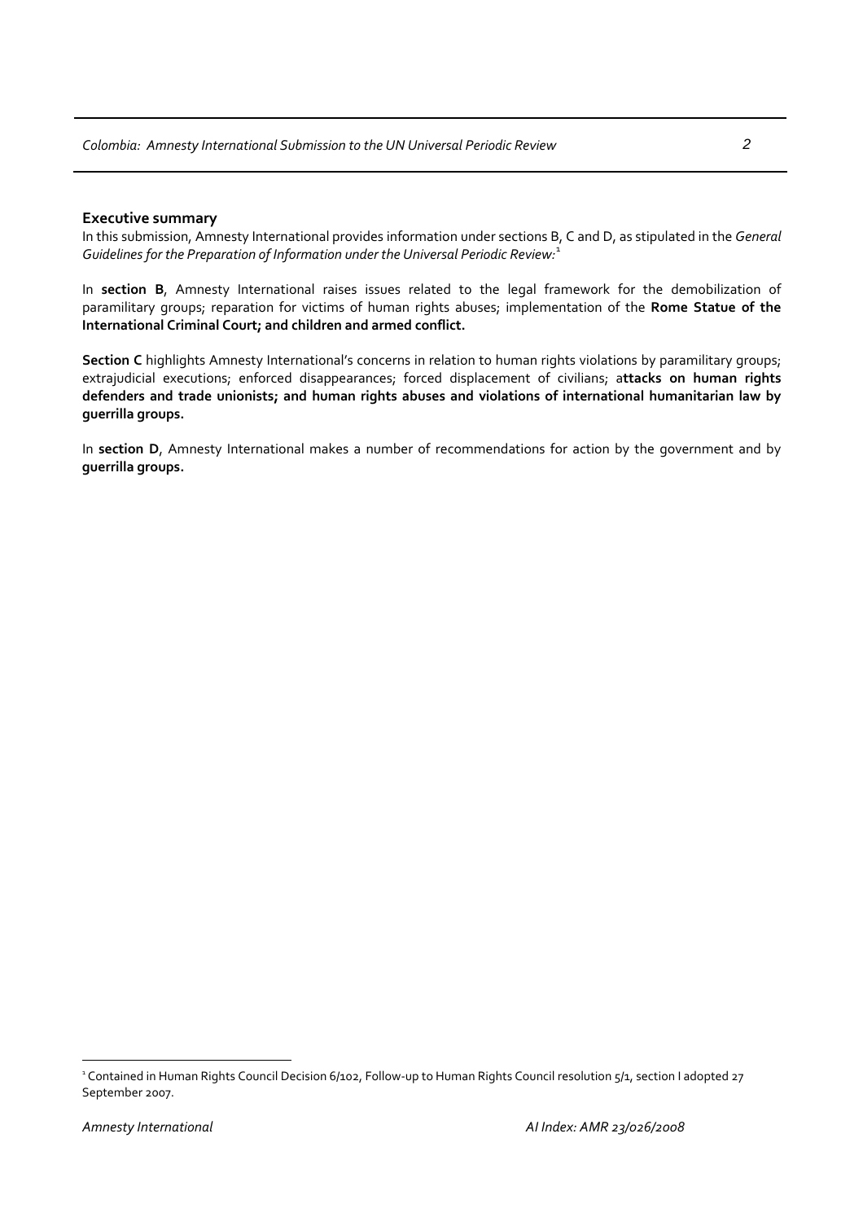## Executive summary

In this submission, Amnesty International provides information under sections B, C and D, as stipulated in the *General Guidelines for the Preparation of Information under the Universal Periodic Review:*[1]

In **section B**, Amnesty International raises issues related to the legal framework for the demobilization of paramilitary groups; reparation for victims of human rights abuses; implementation of the **Rome Statue of the International Criminal Court; and children and armed conflict.**

**Section C** highlights Amnesty International's concerns in relation to human rights violations by paramilitary groups; extrajudicial executions; enforced disappearances; forced displacement of civilians; a**ttacks on human rights defenders and trade unionists; and human rights abuses and violations of international humanitarian law by guerrilla groups.**

In **section D**, Amnesty International makes a number of recommendations for action by the government and by **guerrilla groups.**

[1] Contained in Human Rights Council Decision 6/102, Follow-up to Human Rights Council resolution 5/1, section I adopted 27 September 2007.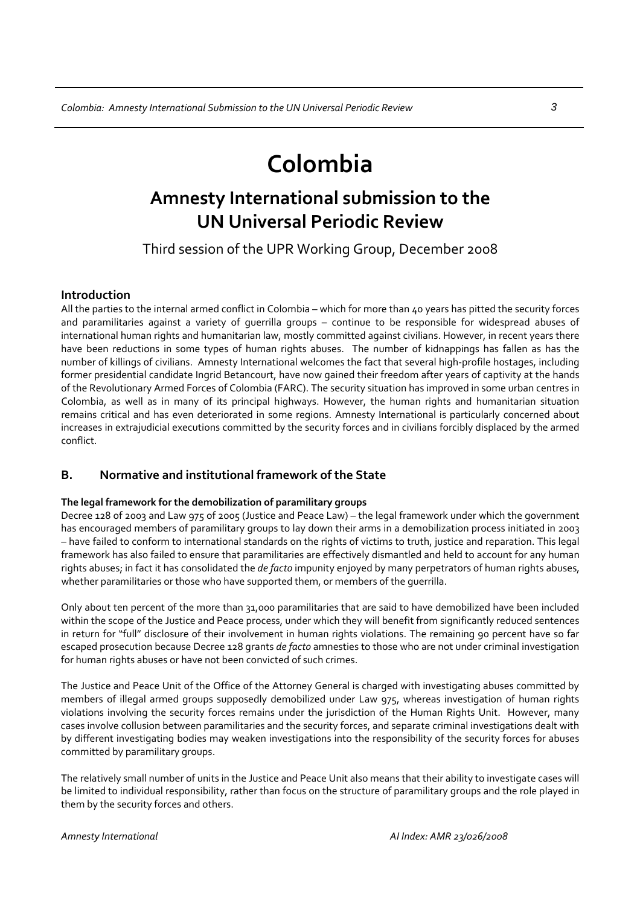# Colombia

## Amnesty International submission to the UN Universal Periodic Review

Third session of the UPR Working Group, December 2008

### Introduction

All the parties to the internal armed conflict in Colombia – which for more than 40 years has pitted the security forces and paramilitaries against a variety of guerrilla groups – continue to be responsible for widespread abuses of international human rights and humanitarian law, mostly committed against civilians. However, in recent years there have been reductions in some types of human rights abuses. The number of kidnappings has fallen as has the number of killings of civilians. Amnesty International welcomes the fact that several high-profile hostages, including former presidential candidate Ingrid Betancourt, have now gained their freedom after years of captivity at the hands of the Revolutionary Armed Forces of Colombia (FARC). The security situation has improved in some urban centres in Colombia, as well as in many of its principal highways. However, the human rights and humanitarian situation remains critical and has even deteriorated in some regions. Amnesty International is particularly concerned about increases in extrajudicial executions committed by the security forces and in civilians forcibly displaced by the armed conflict.

### B. Normative and institutional framework of the State

**The legal framework for the demobilization of paramilitary groups**

Decree 128 of 2003 and Law 975 of 2005 (Justice and Peace Law) – the legal framework under which the government has encouraged members of paramilitary groups to lay down their arms in a demobilization process initiated in 2003 – have failed to conform to international standards on the rights of victims to truth, justice and reparation. This legal framework has also failed to ensure that paramilitaries are effectively dismantled and held to account for any human rights abuses; in fact it has consolidated the *de facto* impunity enjoyed by many perpetrators of human rights abuses, whether paramilitaries or those who have supported them, or members of the guerrilla.

Only about ten percent of the more than 31,000 paramilitaries that are said to have demobilized have been included within the scope of the Justice and Peace process, under which they will benefit from significantly reduced sentences in return for "full" disclosure of their involvement in human rights violations. The remaining 90 percent have so far escaped prosecution because Decree 128 grants *de facto* amnesties to those who are not under criminal investigation for human rights abuses or have not been convicted of such crimes.

The Justice and Peace Unit of the Office of the Attorney General is charged with investigating abuses committed by members of illegal armed groups supposedly demobilized under Law 975, whereas investigation of human rights violations involving the security forces remains under the jurisdiction of the Human Rights Unit. However, many cases involve collusion between paramilitaries and the security forces, and separate criminal investigations dealt with by different investigating bodies may weaken investigations into the responsibility of the security forces for abuses committed by paramilitary groups.

The relatively small number of units in the Justice and Peace Unit also means that their ability to investigate cases will be limited to individual responsibility, rather than focus on the structure of paramilitary groups and the role played in them by the security forces and others.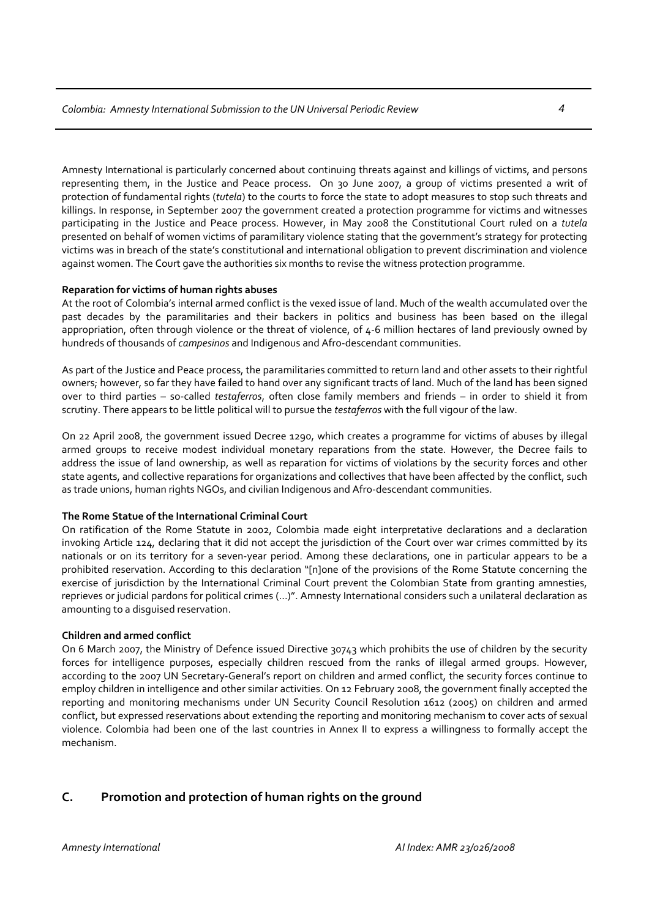Amnesty International is particularly concerned about continuing threats against and killings of victims, and persons representing them, in the Justice and Peace process. On 30 June 2007, a group of victims presented a writ of protection of fundamental rights (*tutela*) to the courts to force the state to adopt measures to stop such threats and killings. In response, in September 2007 the government created a protection programme for victims and witnesses participating in the Justice and Peace process. However, in May 2008 the Constitutional Court ruled on a *tutela* presented on behalf of women victims of paramilitary violence stating that the government's strategy for protecting victims was in breach of the state's constitutional and international obligation to prevent discrimination and violence against women. The Court gave the authorities six months to revise the witness protection programme.

**Reparation for victims of human rights abuses**

At the root of Colombia's internal armed conflict is the vexed issue of land. Much of the wealth accumulated over the past decades by the paramilitaries and their backers in politics and business has been based on the illegal appropriation, often through violence or the threat of violence, of 4-6 million hectares of land previously owned by hundreds of thousands of *campesinos* and Indigenous and Afro-descendant communities.

As part of the Justice and Peace process, the paramilitaries committed to return land and other assets to their rightful owners; however, so far they have failed to hand over any significant tracts of land. Much of the land has been signed over to third parties – so-called *testaferros*, often close family members and friends – in order to shield it from scrutiny. There appears to be little political will to pursue the *testaferros* with the full vigour of the law.

On 22 April 2008, the government issued Decree 1290, which creates a programme for victims of abuses by illegal armed groups to receive modest individual monetary reparations from the state. However, the Decree fails to address the issue of land ownership, as well as reparation for victims of violations by the security forces and other state agents, and collective reparations for organizations and collectives that have been affected by the conflict, such as trade unions, human rights NGOs, and civilian Indigenous and Afro-descendant communities.

**The Rome Statue of the International Criminal Court**

On ratification of the Rome Statute in 2002, Colombia made eight interpretative declarations and a declaration invoking Article 124, declaring that it did not accept the jurisdiction of the Court over war crimes committed by its nationals or on its territory for a seven-year period. Among these declarations, one in particular appears to be a prohibited reservation. According to this declaration "[n]one of the provisions of the Rome Statute concerning the exercise of jurisdiction by the International Criminal Court prevent the Colombian State from granting amnesties, reprieves or judicial pardons for political crimes (...)". Amnesty International considers such a unilateral declaration as amounting to a disguised reservation.

**Children and armed conflict**

On 6 March 2007, the Ministry of Defence issued Directive 30743 which prohibits the use of children by the security forces for intelligence purposes, especially children rescued from the ranks of illegal armed groups. However, according to the 2007 UN Secretary-General's report on children and armed conflict, the security forces continue to employ children in intelligence and other similar activities. On 12 February 2008, the government finally accepted the reporting and monitoring mechanisms under UN Security Council Resolution 1612 (2005) on children and armed conflict, but expressed reservations about extending the reporting and monitoring mechanism to cover acts of sexual violence. Colombia had been one of the last countries in Annex II to express a willingness to formally accept the mechanism.

## C. Promotion and protection of human rights on the ground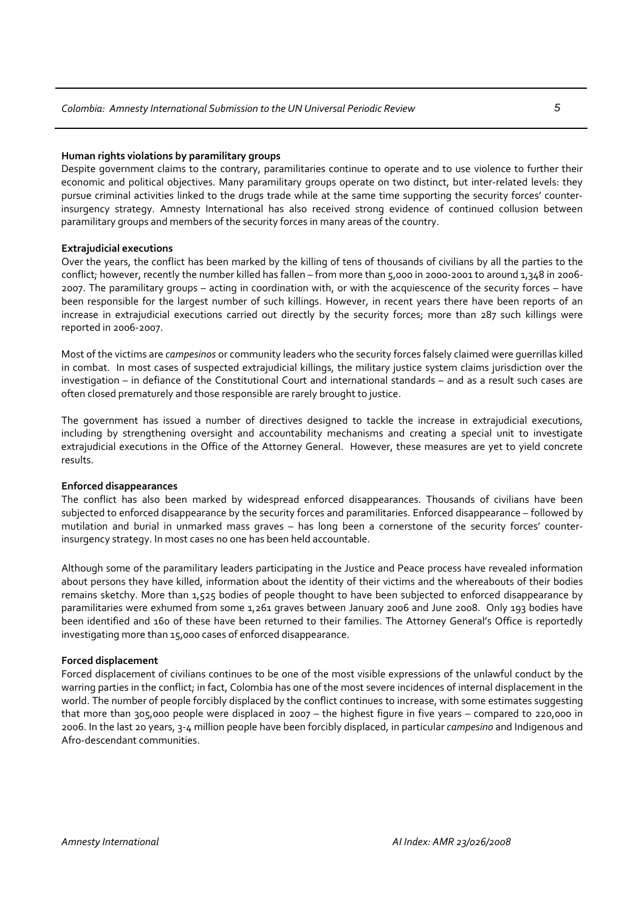**Human rights violations by paramilitary groups**

Despite government claims to the contrary, paramilitaries continue to operate and to use violence to further their economic and political objectives. Many paramilitary groups operate on two distinct, but inter-related levels: they pursue criminal activities linked to the drugs trade while at the same time supporting the security forces' counter-insurgency strategy. Amnesty International has also received strong evidence of continued collusion between paramilitary groups and members of the security forces in many areas of the country.

**Extrajudicial executions**

Over the years, the conflict has been marked by the killing of tens of thousands of civilians by all the parties to the conflict; however, recently the number killed has fallen – from more than 5,000 in 2000-2001 to around 1,348 in 2006-2007. The paramilitary groups – acting in coordination with, or with the acquiescence of the security forces – have been responsible for the largest number of such killings. However, in recent years there have been reports of an increase in extrajudicial executions carried out directly by the security forces; more than 287 such killings were reported in 2006-2007.

Most of the victims are *campesinos* or community leaders who the security forces falsely claimed were guerrillas killed in combat. In most cases of suspected extrajudicial killings, the military justice system claims jurisdiction over the investigation – in defiance of the Constitutional Court and international standards – and as a result such cases are often closed prematurely and those responsible are rarely brought to justice.

The government has issued a number of directives designed to tackle the increase in extrajudicial executions, including by strengthening oversight and accountability mechanisms and creating a special unit to investigate extrajudicial executions in the Office of the Attorney General. However, these measures are yet to yield concrete results.

**Enforced disappearances**

The conflict has also been marked by widespread enforced disappearances. Thousands of civilians have been subjected to enforced disappearance by the security forces and paramilitaries. Enforced disappearance – followed by mutilation and burial in unmarked mass graves – has long been a cornerstone of the security forces' counter-insurgency strategy. In most cases no one has been held accountable.

Although some of the paramilitary leaders participating in the Justice and Peace process have revealed information about persons they have killed, information about the identity of their victims and the whereabouts of their bodies remains sketchy. More than 1,525 bodies of people thought to have been subjected to enforced disappearance by paramilitaries were exhumed from some 1,261 graves between January 2006 and June 2008. Only 193 bodies have been identified and 160 of these have been returned to their families. The Attorney General's Office is reportedly investigating more than 15,000 cases of enforced disappearance.

**Forced displacement**

Forced displacement of civilians continues to be one of the most visible expressions of the unlawful conduct by the warring parties in the conflict; in fact, Colombia has one of the most severe incidences of internal displacement in the world. The number of people forcibly displaced by the conflict continues to increase, with some estimates suggesting that more than 305,000 people were displaced in 2007 – the highest figure in five years – compared to 220,000 in 2006. In the last 20 years, 3-4 million people have been forcibly displaced, in particular *campesino* and Indigenous and Afro-descendant communities.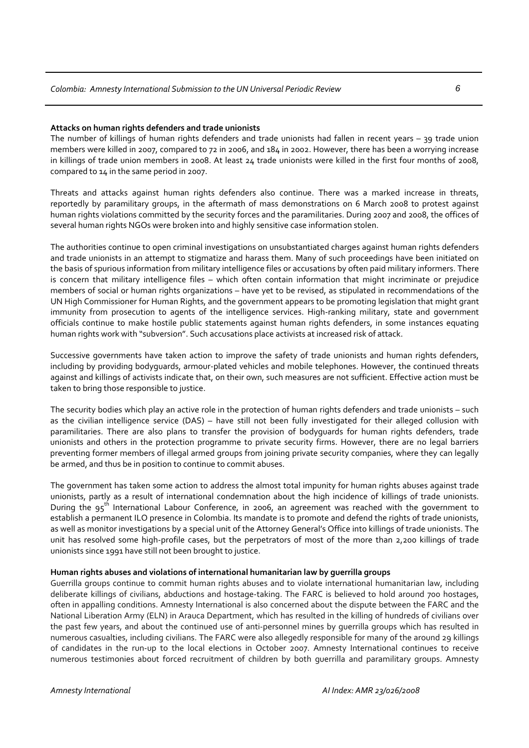**Attacks on human rights defenders and trade unionists**

The number of killings of human rights defenders and trade unionists had fallen in recent years – 39 trade union members were killed in 2007, compared to 72 in 2006, and 184 in 2002. However, there has been a worrying increase in killings of trade union members in 2008. At least 24 trade unionists were killed in the first four months of 2008, compared to 14 in the same period in 2007.

Threats and attacks against human rights defenders also continue. There was a marked increase in threats, reportedly by paramilitary groups, in the aftermath of mass demonstrations on 6 March 2008 to protest against human rights violations committed by the security forces and the paramilitaries. During 2007 and 2008, the offices of several human rights NGOs were broken into and highly sensitive case information stolen.

The authorities continue to open criminal investigations on unsubstantiated charges against human rights defenders and trade unionists in an attempt to stigmatize and harass them. Many of such proceedings have been initiated on the basis of spurious information from military intelligence files or accusations by often paid military informers. There is concern that military intelligence files – which often contain information that might incriminate or prejudice members of social or human rights organizations – have yet to be revised, as stipulated in recommendations of the UN High Commissioner for Human Rights, and the government appears to be promoting legislation that might grant immunity from prosecution to agents of the intelligence services. High-ranking military, state and government officials continue to make hostile public statements against human rights defenders, in some instances equating human rights work with "subversion". Such accusations place activists at increased risk of attack.

Successive governments have taken action to improve the safety of trade unionists and human rights defenders, including by providing bodyguards, armour-plated vehicles and mobile telephones. However, the continued threats against and killings of activists indicate that, on their own, such measures are not sufficient. Effective action must be taken to bring those responsible to justice.

The security bodies which play an active role in the protection of human rights defenders and trade unionists – such as the civilian intelligence service (DAS) – have still not been fully investigated for their alleged collusion with paramilitaries. There are also plans to transfer the provision of bodyguards for human rights defenders, trade unionists and others in the protection programme to private security firms. However, there are no legal barriers preventing former members of illegal armed groups from joining private security companies, where they can legally be armed, and thus be in position to continue to commit abuses.

The government has taken some action to address the almost total impunity for human rights abuses against trade unionists, partly as a result of international condemnation about the high incidence of killings of trade unionists. During the 95th International Labour Conference, in 2006, an agreement was reached with the government to establish a permanent ILO presence in Colombia. Its mandate is to promote and defend the rights of trade unionists, as well as monitor investigations by a special unit of the Attorney General's Office into killings of trade unionists. The unit has resolved some high-profile cases, but the perpetrators of most of the more than 2,200 killings of trade unionists since 1991 have still not been brought to justice.

**Human rights abuses and violations of international humanitarian law by guerrilla groups**

Guerrilla groups continue to commit human rights abuses and to violate international humanitarian law, including deliberate killings of civilians, abductions and hostage-taking. The FARC is believed to hold around 700 hostages, often in appalling conditions. Amnesty International is also concerned about the dispute between the FARC and the National Liberation Army (ELN) in Arauca Department, which has resulted in the killing of hundreds of civilians over the past few years, and about the continued use of anti-personnel mines by guerrilla groups which has resulted in numerous casualties, including civilians. The FARC were also allegedly responsible for many of the around 29 killings of candidates in the run-up to the local elections in October 2007. Amnesty International continues to receive numerous testimonies about forced recruitment of children by both guerrilla and paramilitary groups. Amnesty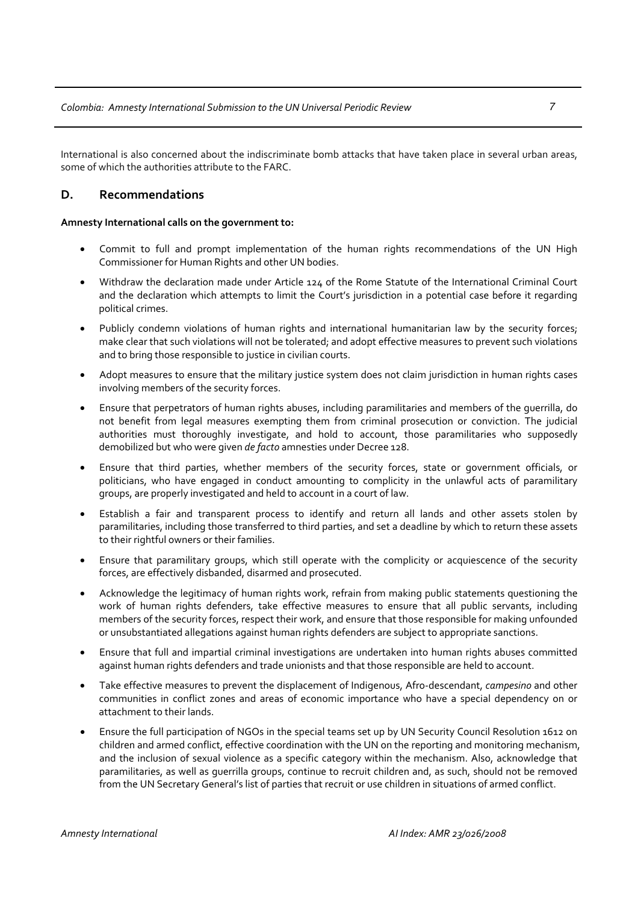International is also concerned about the indiscriminate bomb attacks that have taken place in several urban areas, some of which the authorities attribute to the FARC.

## D. Recommendations

**Amnesty International calls on the government to:**

- Commit to full and prompt implementation of the human rights recommendations of the UN High Commissioner for Human Rights and other UN bodies.
- Withdraw the declaration made under Article 124 of the Rome Statute of the International Criminal Court and the declaration which attempts to limit the Court's jurisdiction in a potential case before it regarding political crimes.
- Publicly condemn violations of human rights and international humanitarian law by the security forces; make clear that such violations will not be tolerated; and adopt effective measures to prevent such violations and to bring those responsible to justice in civilian courts.
- Adopt measures to ensure that the military justice system does not claim jurisdiction in human rights cases involving members of the security forces.
- Ensure that perpetrators of human rights abuses, including paramilitaries and members of the guerrilla, do not benefit from legal measures exempting them from criminal prosecution or conviction. The judicial authorities must thoroughly investigate, and hold to account, those paramilitaries who supposedly demobilized but who were given *de facto* amnesties under Decree 128.
- Ensure that third parties, whether members of the security forces, state or government officials, or politicians, who have engaged in conduct amounting to complicity in the unlawful acts of paramilitary groups, are properly investigated and held to account in a court of law.
- Establish a fair and transparent process to identify and return all lands and other assets stolen by paramilitaries, including those transferred to third parties, and set a deadline by which to return these assets to their rightful owners or their families.
- Ensure that paramilitary groups, which still operate with the complicity or acquiescence of the security forces, are effectively disbanded, disarmed and prosecuted.
- Acknowledge the legitimacy of human rights work, refrain from making public statements questioning the work of human rights defenders, take effective measures to ensure that all public servants, including members of the security forces, respect their work, and ensure that those responsible for making unfounded or unsubstantiated allegations against human rights defenders are subject to appropriate sanctions.
- Ensure that full and impartial criminal investigations are undertaken into human rights abuses committed against human rights defenders and trade unionists and that those responsible are held to account.
- Take effective measures to prevent the displacement of Indigenous, Afro-descendant, *campesino* and other communities in conflict zones and areas of economic importance who have a special dependency on or attachment to their lands.
- Ensure the full participation of NGOs in the special teams set up by UN Security Council Resolution 1612 on children and armed conflict, effective coordination with the UN on the reporting and monitoring mechanism, and the inclusion of sexual violence as a specific category within the mechanism. Also, acknowledge that paramilitaries, as well as guerrilla groups, continue to recruit children and, as such, should not be removed from the UN Secretary General's list of parties that recruit or use children in situations of armed conflict.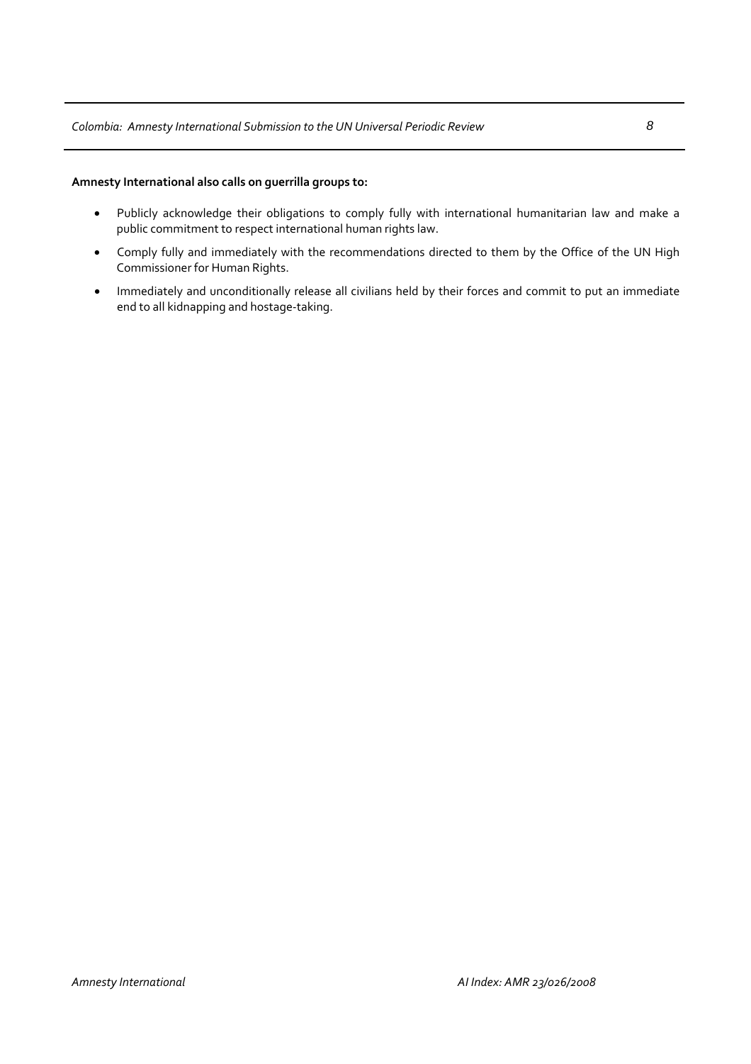**Amnesty International also calls on guerrilla groups to:**

- Publicly acknowledge their obligations to comply fully with international humanitarian law and make a public commitment to respect international human rights law.
- Comply fully and immediately with the recommendations directed to them by the Office of the UN High Commissioner for Human Rights.
- Immediately and unconditionally release all civilians held by their forces and commit to put an immediate end to all kidnapping and hostage-taking.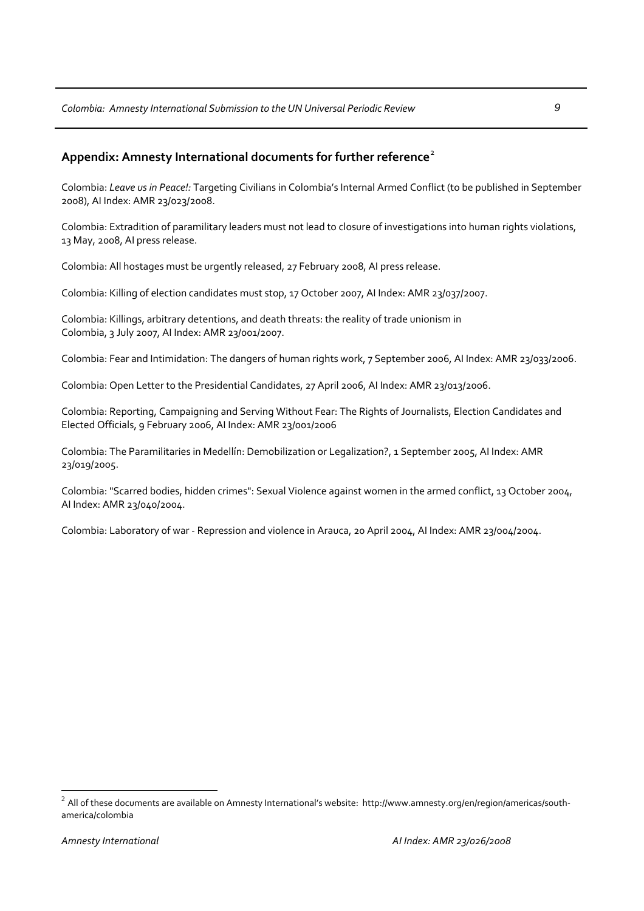## Appendix: Amnesty International documents for further reference[2]

Colombia: *Leave us in Peace!:* Targeting Civilians in Colombia's Internal Armed Conflict (to be published in September 2008), AI Index: AMR 23/023/2008.

Colombia: Extradition of paramilitary leaders must not lead to closure of investigations into human rights violations, 13 May, 2008, AI press release.

Colombia: All hostages must be urgently released, 27 February 2008, AI press release.

Colombia: Killing of election candidates must stop, 17 October 2007, AI Index: AMR 23/037/2007.

Colombia: Killings, arbitrary detentions, and death threats: the reality of trade unionism in Colombia, 3 July 2007, AI Index: AMR 23/001/2007.

Colombia: Fear and Intimidation: The dangers of human rights work, 7 September 2006, AI Index: AMR 23/033/2006.

Colombia: Open Letter to the Presidential Candidates, 27 April 2006, AI Index: AMR 23/013/2006.

Colombia: Reporting, Campaigning and Serving Without Fear: The Rights of Journalists, Election Candidates and Elected Officials, 9 February 2006, AI Index: AMR 23/001/2006

Colombia: The Paramilitaries in Medellín: Demobilization or Legalization?, 1 September 2005, AI Index: AMR 23/019/2005.

Colombia: "Scarred bodies, hidden crimes": Sexual Violence against women in the armed conflict, 13 October 2004, AI Index: AMR 23/040/2004.

Colombia: Laboratory of war - Repression and violence in Arauca, 20 April 2004, AI Index: AMR 23/004/2004.

[2] All of these documents are available on Amnesty International's website: http://www.amnesty.org/en/region/americas/south-america/colombia